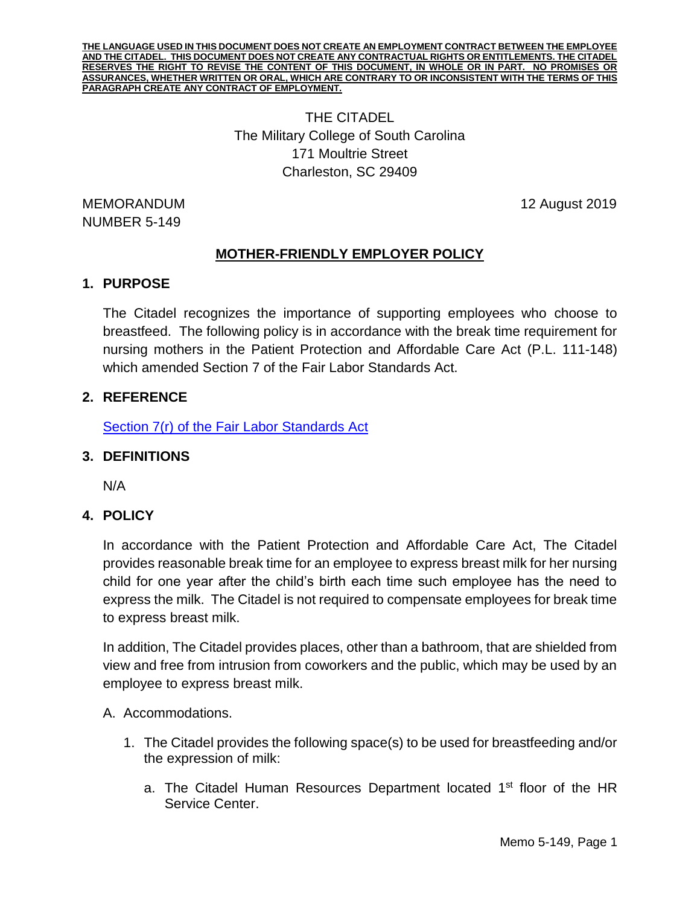**THE LANGUAGE USED IN THIS DOCUMENT DOES NOT CREATE AN EMPLOYMENT CONTRACT BETWEEN THE EMPLOYEE AND THE CITADEL. THIS DOCUMENT DOES NOT CREATE ANY CONTRACTUAL RIGHTS OR ENTITLEMENTS. THE CITADEL RESERVES THE RIGHT TO REVISE THE CONTENT OF THIS DOCUMENT, IN WHOLE OR IN PART. NO PROMISES OR ASSURANCES, WHETHER WRITTEN OR ORAL, WHICH ARE CONTRARY TO OR INCONSISTENT WITH THE TERMS OF THIS PARAGRAPH CREATE ANY CONTRACT OF EMPLOYMENT.**

THE CITADEL
The Military College of South Carolina
171 Moultrie Street
Charleston, SC 29409

MEMORANDUM
NUMBER 5-149

12 August 2019

# MOTHER-FRIENDLY EMPLOYER POLICY

## 1. PURPOSE

The Citadel recognizes the importance of supporting employees who choose to breastfeed. The following policy is in accordance with the break time requirement for nursing mothers in the Patient Protection and Affordable Care Act (P.L. 111-148) which amended Section 7 of the Fair Labor Standards Act.

## 2. REFERENCE

Section 7(r) of the Fair Labor Standards Act

## 3. DEFINITIONS

N/A

## 4. POLICY

In accordance with the Patient Protection and Affordable Care Act, The Citadel provides reasonable break time for an employee to express breast milk for her nursing child for one year after the child's birth each time such employee has the need to express the milk. The Citadel is not required to compensate employees for break time to express breast milk.

In addition, The Citadel provides places, other than a bathroom, that are shielded from view and free from intrusion from coworkers and the public, which may be used by an employee to express breast milk.

A. Accommodations.

1. The Citadel provides the following space(s) to be used for breastfeeding and/or the expression of milk:

    a. The Citadel Human Resources Department located 1st floor of the HR Service Center.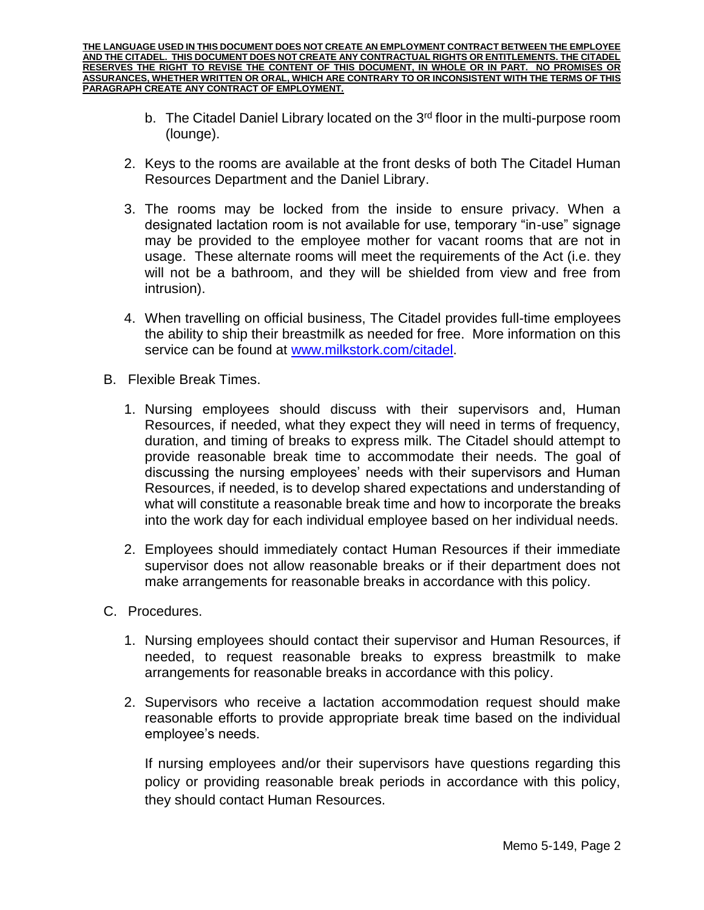b. The Citadel Daniel Library located on the 3rd floor in the multi-purpose room (lounge).

2. Keys to the rooms are available at the front desks of both The Citadel Human Resources Department and the Daniel Library.

3. The rooms may be locked from the inside to ensure privacy. When a designated lactation room is not available for use, temporary "in-use" signage may be provided to the employee mother for vacant rooms that are not in usage. These alternate rooms will meet the requirements of the Act (i.e. they will not be a bathroom, and they will be shielded from view and free from intrusion).

4. When travelling on official business, The Citadel provides full-time employees the ability to ship their breastmilk as needed for free. More information on this service can be found at [www.milkstork.com/citadel](http://www.milkstork.com/citadel).

B. Flexible Break Times.

1. Nursing employees should discuss with their supervisors and, Human Resources, if needed, what they expect they will need in terms of frequency, duration, and timing of breaks to express milk. The Citadel should attempt to provide reasonable break time to accommodate their needs. The goal of discussing the nursing employees' needs with their supervisors and Human Resources, if needed, is to develop shared expectations and understanding of what will constitute a reasonable break time and how to incorporate the breaks into the work day for each individual employee based on her individual needs.

2. Employees should immediately contact Human Resources if their immediate supervisor does not allow reasonable breaks or if their department does not make arrangements for reasonable breaks in accordance with this policy.

C. Procedures.

1. Nursing employees should contact their supervisor and Human Resources, if needed, to request reasonable breaks to express breastmilk to make arrangements for reasonable breaks in accordance with this policy.

2. Supervisors who receive a lactation accommodation request should make reasonable efforts to provide appropriate break time based on the individual employee's needs.

If nursing employees and/or their supervisors have questions regarding this policy or providing reasonable break periods in accordance with this policy, they should contact Human Resources.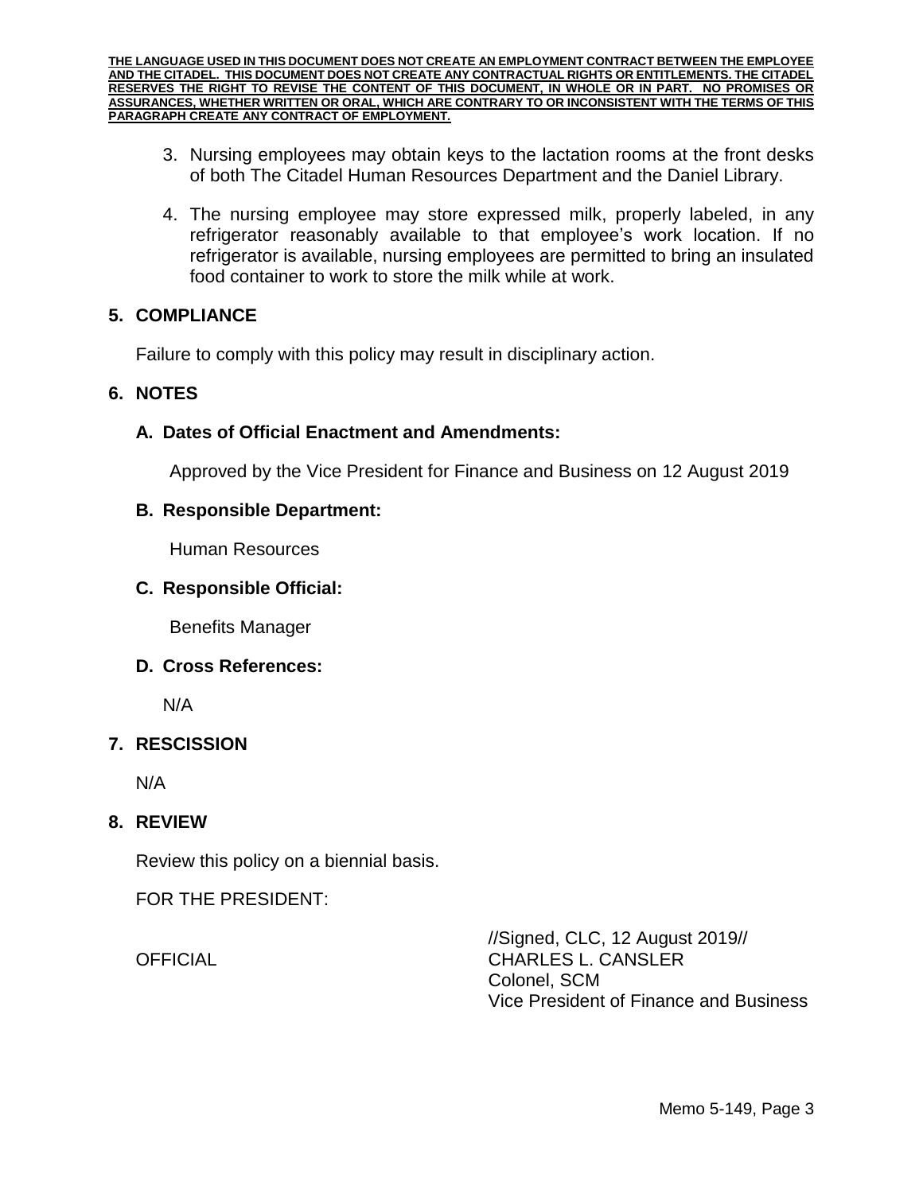**THE LANGUAGE USED IN THIS DOCUMENT DOES NOT CREATE AN EMPLOYMENT CONTRACT BETWEEN THE EMPLOYEE AND THE CITADEL. THIS DOCUMENT DOES NOT CREATE ANY CONTRACTUAL RIGHTS OR ENTITLEMENTS. THE CITADEL RESERVES THE RIGHT TO REVISE THE CONTENT OF THIS DOCUMENT, IN WHOLE OR IN PART. NO PROMISES OR ASSURANCES, WHETHER WRITTEN OR ORAL, WHICH ARE CONTRARY TO OR INCONSISTENT WITH THE TERMS OF THIS PARAGRAPH CREATE ANY CONTRACT OF EMPLOYMENT.**

3. Nursing employees may obtain keys to the lactation rooms at the front desks of both The Citadel Human Resources Department and the Daniel Library.

4. The nursing employee may store expressed milk, properly labeled, in any refrigerator reasonably available to that employee's work location. If no refrigerator is available, nursing employees are permitted to bring an insulated food container to work to store the milk while at work.

## 5. COMPLIANCE

Failure to comply with this policy may result in disciplinary action.

## 6. NOTES

### A. Dates of Official Enactment and Amendments:

Approved by the Vice President for Finance and Business on 12 August 2019

### B. Responsible Department:

Human Resources

### C. Responsible Official:

Benefits Manager

### D. Cross References:

N/A

## 7. RESCISSION

N/A

## 8. REVIEW

Review this policy on a biennial basis.

FOR THE PRESIDENT:

OFFICIAL

//Signed, CLC, 12 August 2019//
CHARLES L. CANSLER
Colonel, SCM
Vice President of Finance and Business